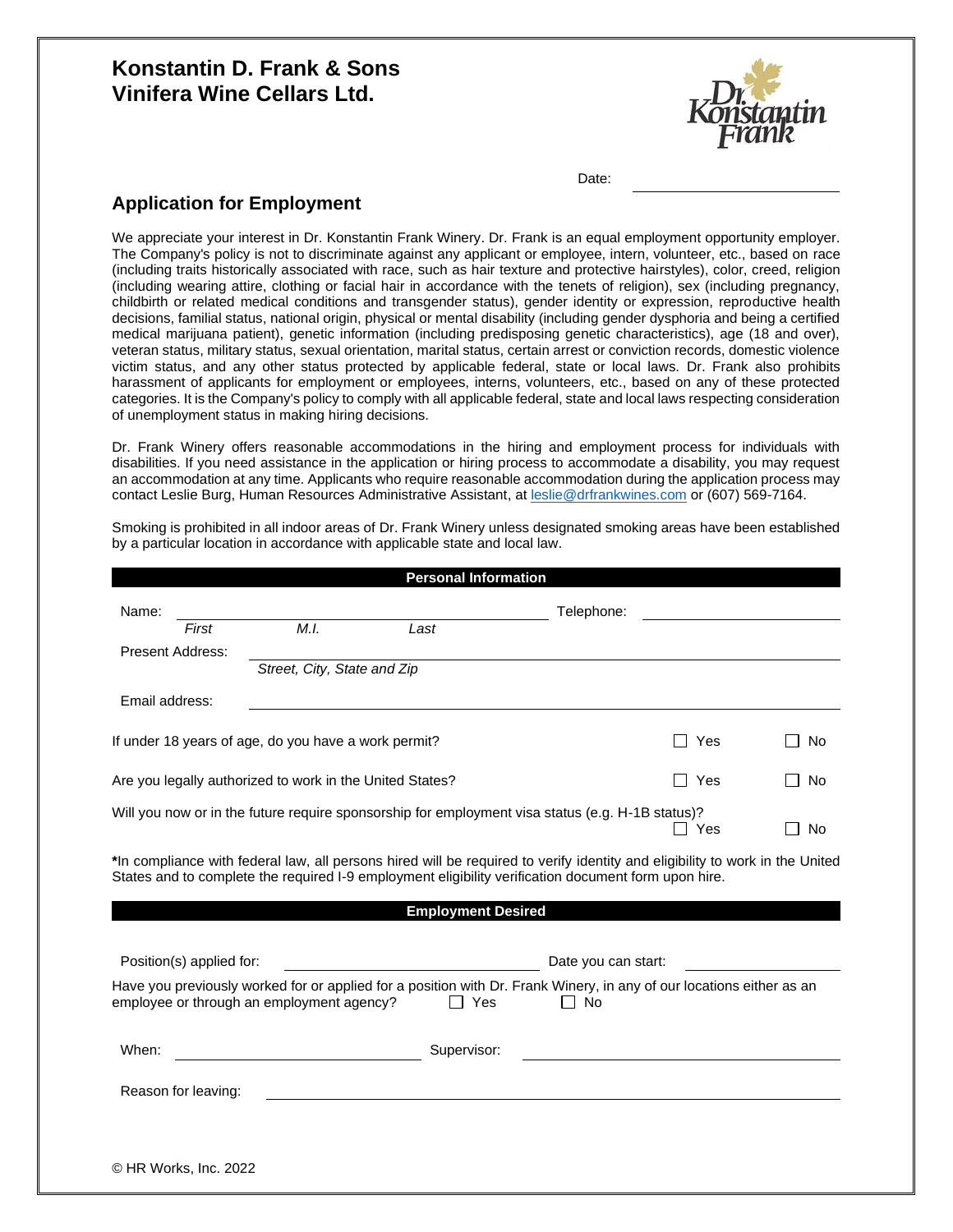# Konstantin D. Frank & Sons
# Vinifera Wine Cellars Ltd.

Date: ______________________

## Application for Employment

We appreciate your interest in Dr. Konstantin Frank Winery. Dr. Frank is an equal employment opportunity employer. The Company's policy is not to discriminate against any applicant or employee, intern, volunteer, etc., based on race (including traits historically associated with race, such as hair texture and protective hairstyles), color, creed, religion (including wearing attire, clothing or facial hair in accordance with the tenets of religion), sex (including pregnancy, childbirth or related medical conditions and transgender status), gender identity or expression, reproductive health decisions, familial status, national origin, physical or mental disability (including gender dysphoria and being a certified medical marijuana patient), genetic information (including predisposing genetic characteristics), age (18 and over), veteran status, military status, sexual orientation, marital status, certain arrest or conviction records, domestic violence victim status, and any other status protected by applicable federal, state or local laws. Dr. Frank also prohibits harassment of applicants for employment or employees, interns, volunteers, etc., based on any of these protected categories. It is the Company's policy to comply with all applicable federal, state and local laws respecting consideration of unemployment status in making hiring decisions.

Dr. Frank Winery offers reasonable accommodations in the hiring and employment process for individuals with disabilities. If you need assistance in the application or hiring process to accommodate a disability, you may request an accommodation at any time. Applicants who require reasonable accommodation during the application process may contact Leslie Burg, Human Resources Administrative Assistant, at leslie@drfrankwines.com or (607) 569-7164.

Smoking is prohibited in all indoor areas of Dr. Frank Winery unless designated smoking areas have been established by a particular location in accordance with applicable state and local law.

### Personal Information

Name: ______________________________ Telephone: ______________________

*First* *M.I.* *Last*

Present Address: ______________________________________________

*Street, City, State and Zip*

Email address: ______________________________________________

If under 18 years of age, do you have a work permit? ☐ Yes ☐ No

Are you legally authorized to work in the United States? ☐ Yes ☐ No

Will you now or in the future require sponsorship for employment visa status (e.g. H-1B status)? ☐ Yes ☐ No

**\***In compliance with federal law, all persons hired will be required to verify identity and eligibility to work in the United States and to complete the required I-9 employment eligibility verification document form upon hire.

### Employment Desired

Position(s) applied for: ______________________ Date you can start: ______________

Have you previously worked for or applied for a position with Dr. Frank Winery, in any of our locations either as an employee or through an employment agency? ☐ Yes ☐ No

When: ______________________ Supervisor: ______________________

Reason for leaving: ______________________________________________

© HR Works, Inc. 2022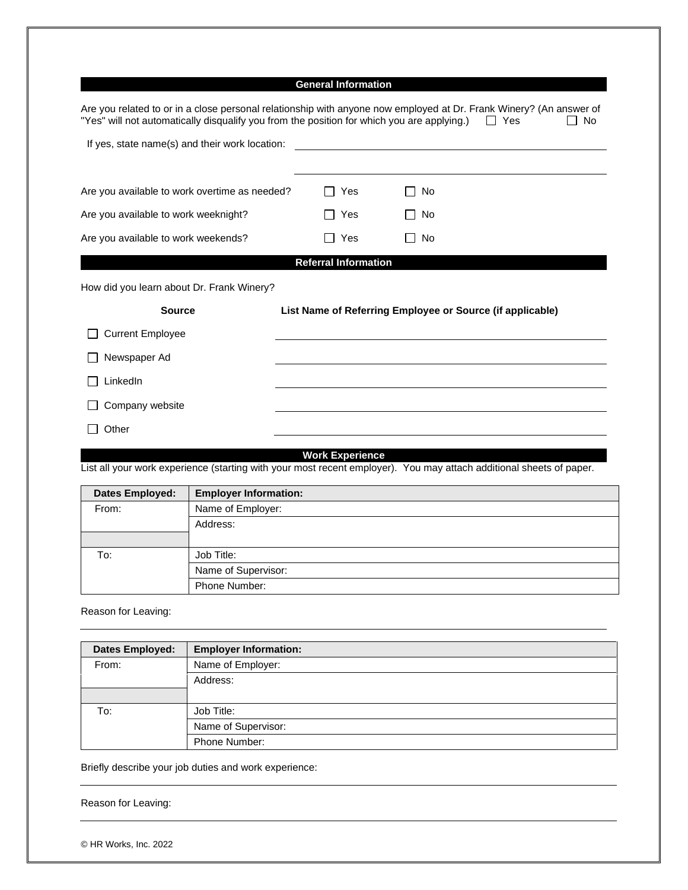## General Information

Are you related to or in a close personal relationship with anyone now employed at Dr. Frank Winery? (An answer of "Yes" will not automatically disqualify you from the position for which you are applying.) ☐ Yes ☐ No

If yes, state name(s) and their work location: ______________________________

______________________________

Are you available to work overtime as needed? ☐ Yes ☐ No

Are you available to work weeknight? ☐ Yes ☐ No

Are you available to work weekends? ☐ Yes ☐ No

## Referral Information

How did you learn about Dr. Frank Winery?

| Source | List Name of Referring Employee or Source (if applicable) |
|---|---|
| ☐ Current Employee | |
| ☐ Newspaper Ad | |
| ☐ LinkedIn | |
| ☐ Company website | |
| ☐ Other | |

## Work Experience

List all your work experience (starting with your most recent employer). You may attach additional sheets of paper.

| Dates Employed: | Employer Information: |
|---|---|
| From: | Name of Employer: |
| | Address: |
| To: | Job Title: |
| | Name of Supervisor: |
| | Phone Number: |

Reason for Leaving:

______________________________

| Dates Employed: | Employer Information: |
|---|---|
| From: | Name of Employer: |
| | Address: |
| To: | Job Title: |
| | Name of Supervisor: |
| | Phone Number: |

Briefly describe your job duties and work experience:

______________________________

Reason for Leaving:

______________________________

© HR Works, Inc. 2022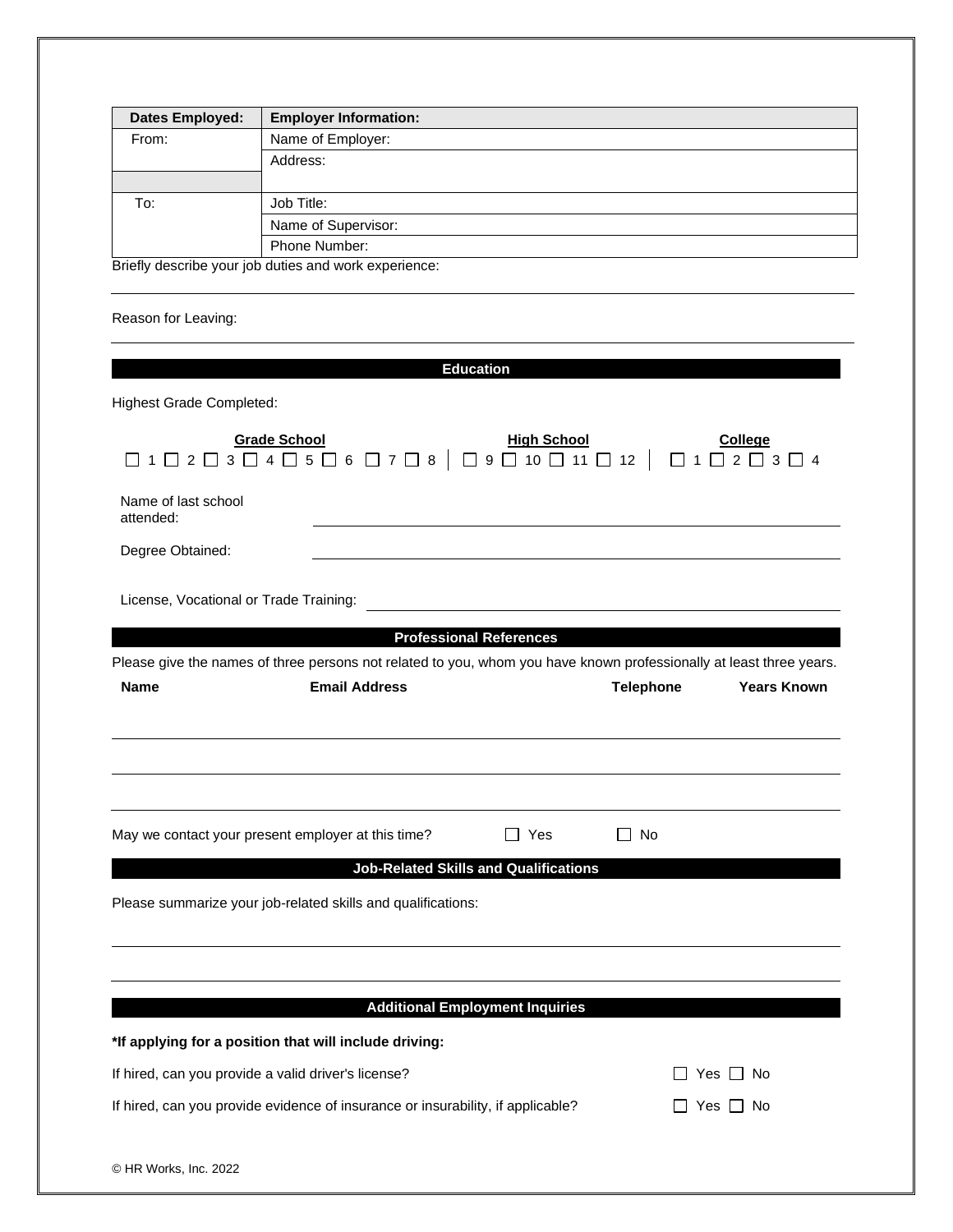| Dates Employed: | Employer Information: |
|---|---|
| From: | Name of Employer: |
| | Address: |
| | |
| To: | Job Title: |
| | Name of Supervisor: |
| | Phone Number: |

Briefly describe your job duties and work experience:

Reason for Leaving:

## Education

Highest Grade Completed:

| Grade School | High School | College |
|---|---|---|
| ☐ 1 ☐ 2 ☐ 3 ☐ 4 ☐ 5 ☐ 6 ☐ 7 ☐ 8 | ☐ 9 ☐ 10 ☐ 11 ☐ 12 | ☐ 1 ☐ 2 ☐ 3 ☐ 4 |

Name of last school attended:

Degree Obtained:

License, Vocational or Trade Training:

## Professional References

Please give the names of three persons not related to you, whom you have known professionally at least three years.

| Name | Email Address | Telephone | Years Known |
|---|---|---|---|
| | | | |
| | | | |
| | | | |

May we contact your present employer at this time? ☐ Yes ☐ No

## Job-Related Skills and Qualifications

Please summarize your job-related skills and qualifications:

## Additional Employment Inquiries

**\*If applying for a position that will include driving:**

If hired, can you provide a valid driver's license? ☐ Yes ☐ No

If hired, can you provide evidence of insurance or insurability, if applicable? ☐ Yes ☐ No

© HR Works, Inc. 2022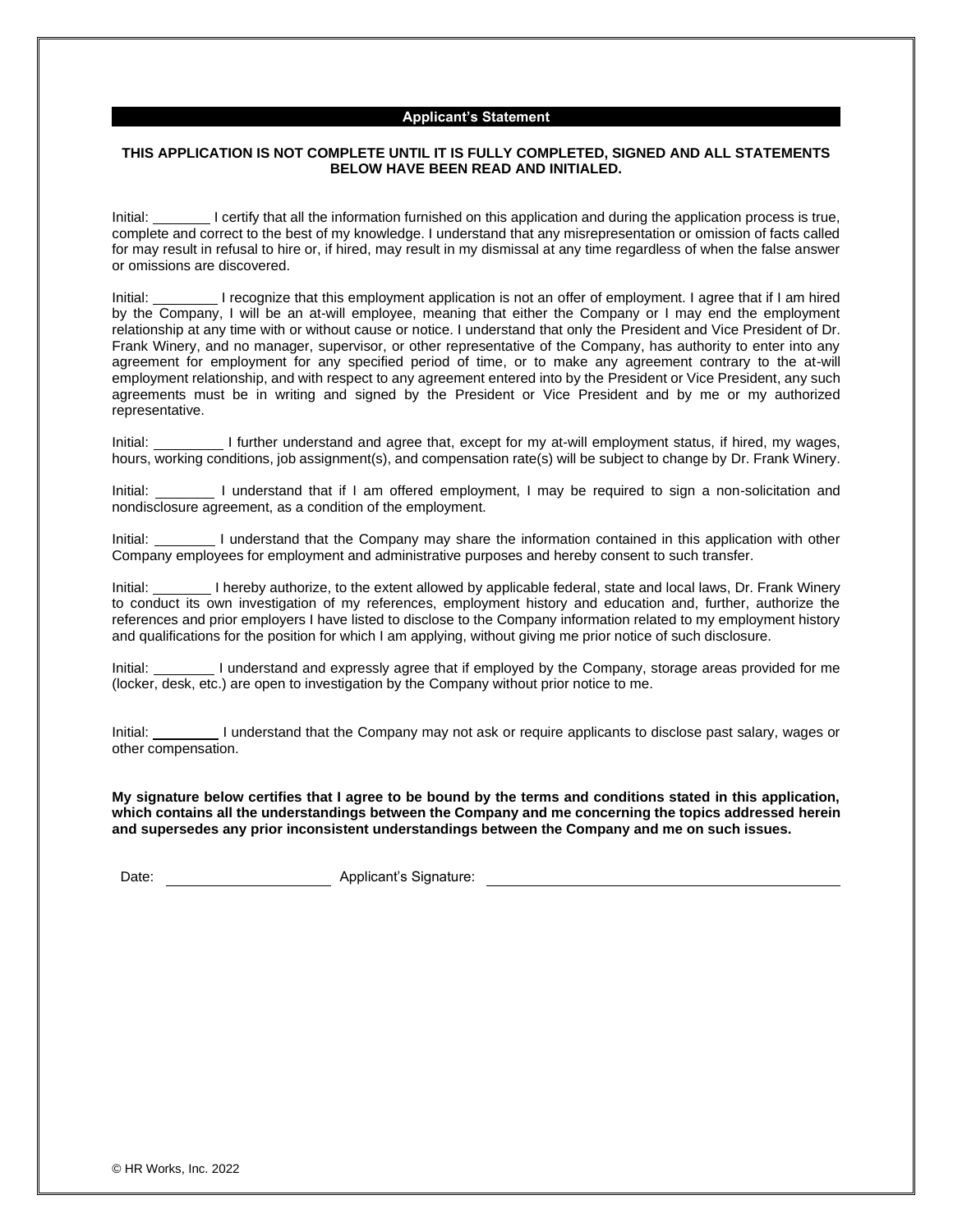## Applicant's Statement

**THIS APPLICATION IS NOT COMPLETE UNTIL IT IS FULLY COMPLETED, SIGNED AND ALL STATEMENTS BELOW HAVE BEEN READ AND INITIALED.**

Initial: ________ I certify that all the information furnished on this application and during the application process is true, complete and correct to the best of my knowledge. I understand that any misrepresentation or omission of facts called for may result in refusal to hire or, if hired, may result in my dismissal at any time regardless of when the false answer or omissions are discovered.

Initial: ________ I recognize that this employment application is not an offer of employment. I agree that if I am hired by the Company, I will be an at-will employee, meaning that either the Company or I may end the employment relationship at any time with or without cause or notice. I understand that only the President and Vice President of Dr. Frank Winery, and no manager, supervisor, or other representative of the Company, has authority to enter into any agreement for employment for any specified period of time, or to make any agreement contrary to the at-will employment relationship, and with respect to any agreement entered into by the President or Vice President, any such agreements must be in writing and signed by the President or Vice President and by me or my authorized representative.

Initial: ________ I further understand and agree that, except for my at-will employment status, if hired, my wages, hours, working conditions, job assignment(s), and compensation rate(s) will be subject to change by Dr. Frank Winery.

Initial: ________ I understand that if I am offered employment, I may be required to sign a non-solicitation and nondisclosure agreement, as a condition of the employment.

Initial: ________ I understand that the Company may share the information contained in this application with other Company employees for employment and administrative purposes and hereby consent to such transfer.

Initial: ________ I hereby authorize, to the extent allowed by applicable federal, state and local laws, Dr. Frank Winery to conduct its own investigation of my references, employment history and education and, further, authorize the references and prior employers I have listed to disclose to the Company information related to my employment history and qualifications for the position for which I am applying, without giving me prior notice of such disclosure.

Initial: ________ I understand and expressly agree that if employed by the Company, storage areas provided for me (locker, desk, etc.) are open to investigation by the Company without prior notice to me.

Initial: ________ I understand that the Company may not ask or require applicants to disclose past salary, wages or other compensation.

**My signature below certifies that I agree to be bound by the terms and conditions stated in this application, which contains all the understandings between the Company and me concerning the topics addressed herein and supersedes any prior inconsistent understandings between the Company and me on such issues.**

Date: ____________________ Applicant's Signature: ____________________________________________

© HR Works, Inc. 2022